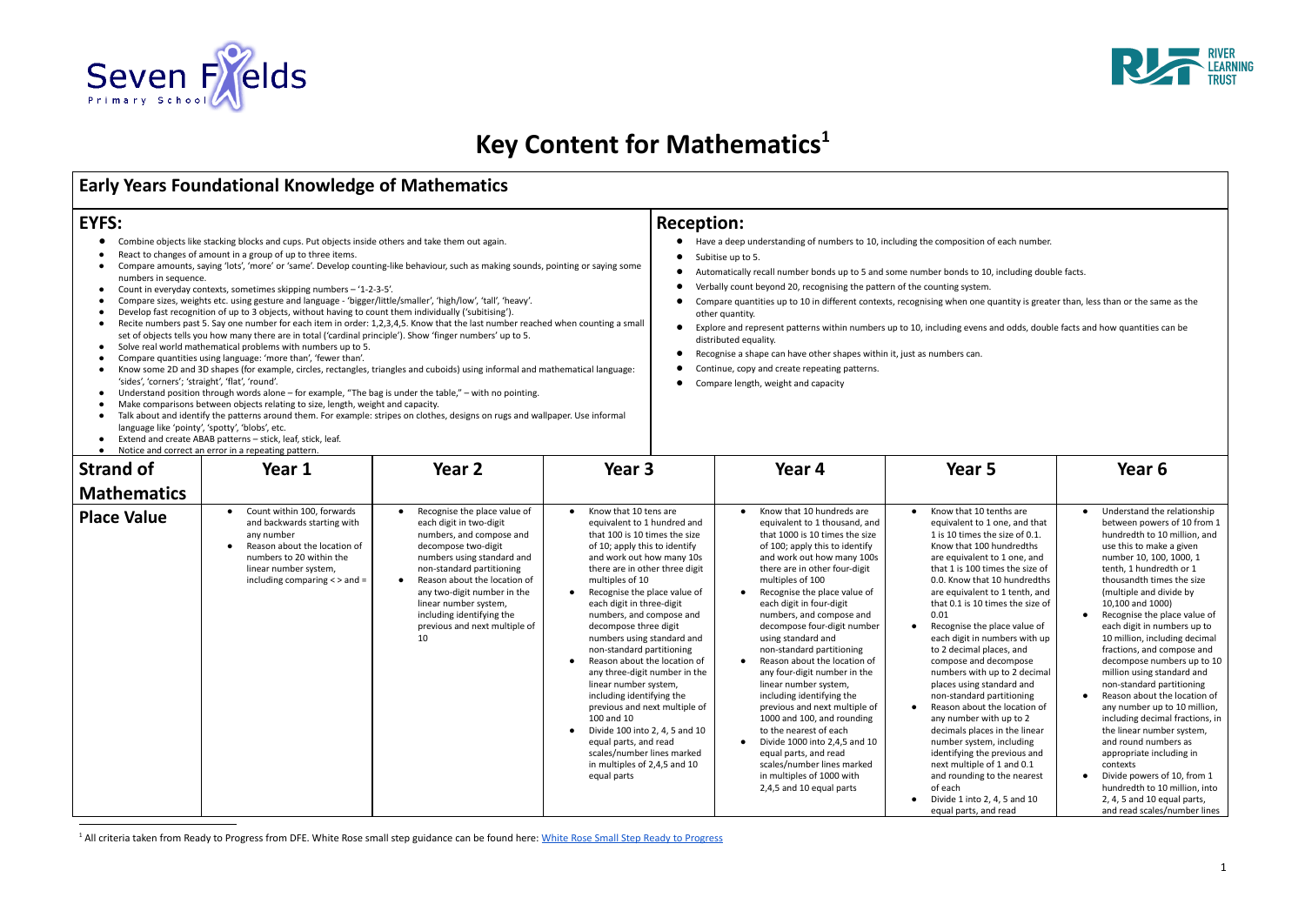# Key Content for Mathematics[1]

## Early Years Foundational Knowledge of Mathematics

### EYFS:

- Combine objects like stacking blocks and cups. Put objects inside others and take them out again.
- React to changes of amount in a group of up to three items.
- Compare amounts, saying 'lots', 'more' or 'same'. Develop counting-like behaviour, such as making sounds, pointing or saying some numbers in sequence.
- Count in everyday contexts, sometimes skipping numbers – '1-2-3-5'.
- Compare sizes, weights etc. using gesture and language - 'bigger/little/smaller', 'high/low', 'tall', 'heavy'.
- Develop fast recognition of up to 3 objects, without having to count them individually ('subitising').
- Recite numbers past 5. Say one number for each item in order: 1,2,3,4,5. Know that the last number reached when counting a small set of objects tells you how many there are in total ('cardinal principle'). Show 'finger numbers' up to 5.
- Solve real world mathematical problems with numbers up to 5.
- Compare quantities using language: 'more than', 'fewer than'.
- Know some 2D and 3D shapes (for example, circles, rectangles, triangles and cuboids) using informal and mathematical language: 'sides', 'corners'; 'straight', 'flat', 'round'.
- Understand position through words alone – for example, "The bag is under the table," – with no pointing.
- Make comparisons between objects relating to size, length, weight and capacity.
- Talk about and identify the patterns around them. For example: stripes on clothes, designs on rugs and wallpaper. Use informal language like 'pointy', 'spotty', 'blobs', etc.
- Extend and create ABAB patterns – stick, leaf, stick, leaf.
- Notice and correct an error in a repeating pattern.

### Reception:

- Have a deep understanding of numbers to 10, including the composition of each number.
- Subitise up to 5.
- Automatically recall number bonds up to 5 and some number bonds to 10, including double facts.
- Verbally count beyond 20, recognising the pattern of the counting system.
- Compare quantities up to 10 in different contexts, recognising when one quantity is greater than, less than or the same as the other quantity.
- Explore and represent patterns within numbers up to 10, including evens and odds, double facts and how quantities can be distributed equality.
- Recognise a shape can have other shapes within it, just as numbers can.
- Continue, copy and create repeating patterns.
- Compare length, weight and capacity

| Strand of Mathematics | Year 1 | Year 2 | Year 3 | Year 4 | Year 5 | Year 6 |
|---|---|---|---|---|---|---|
| **Place Value** | • Count within 100, forwards and backwards starting with any number<br>• Reason about the location of numbers to 20 within the linear number system, including comparing < > and = | • Recognise the place value of each digit in two-digit numbers, and compose and decompose two-digit numbers using standard and non-standard partitioning<br>• Reason about the location of any two-digit number in the linear number system, including identifying the previous and next multiple of 10 | • Know that 10 tens are equivalent to 1 hundred and that 100 is 10 times the size of 10; apply this to identify and work out how many 10s there are in other three digit multiples of 10<br>• Recognise the place value of each digit in three-digit numbers, and compose and decompose three digit numbers using standard and non-standard partitioning<br>• Reason about the location of any three-digit number in the linear number system, including identifying the previous and next multiple of 100 and 10<br>• Divide 100 into 2, 4, 5 and 10 equal parts, and read scales/number lines marked in multiples of 2,4,5 and 10 equal parts | • Know that 10 hundreds are equivalent to 1 thousand, and that 1000 is 10 times the size of 100; apply this to identify and work out how many 100s there are in other four-digit multiples of 100<br>• Recognise the place value of each digit in four-digit numbers, and compose and decompose four-digit number using standard and non-standard partitioning<br>• Reason about the location of any four-digit number in the linear number system, including identifying the previous and next multiple of 1000 and 100, and rounding to the nearest of each<br>• Divide 1000 into 2,4,5 and 10 equal parts, and read scales/number lines marked in multiples of 1000 with 2,4,5 and 10 equal parts | • Know that 10 tenths are equivalent to 1 one, and that 1 is 10 times the size of 0.1. Know that 100 hundredths are equivalent to 1 one, and that 1 is 100 times the size of 0.0. Know that 10 hundredths are equivalent to 1 tenth, and that 0.1 is 10 times the size of 0.01<br>• Recognise the place value of each digit in numbers with up to 2 decimal places, and compose and decompose numbers with up to 2 decimal places using standard and non-standard partitioning<br>• Reason about the location of any number with up to 2 decimals places in the linear number system, including identifying the previous and next multiple of 1 and 0.1 and rounding to the nearest of each<br>• Divide 1 into 2, 4, 5 and 10 equal parts, and read | • Understand the relationship between powers of 10 from 1 hundredth to 10 million, and use this to make a given number 10, 100, 1000, 1 tenth, 1 hundredth or 1 thousandth times the size (multiple and divide by 10,100 and 1000)<br>• Recognise the place value of each digit in numbers up to 10 million, including decimal fractions, and compose and decompose numbers up to 10 million using standard and non-standard partitioning<br>• Reason about the location of any number up to 10 million, including decimal fractions, in the linear number system, and round numbers as appropriate including in contexts<br>• Divide powers of 10, from 1 hundredth to 10 million, into 2, 4, 5 and 10 equal parts, and read scales/number lines |

[1] All criteria taken from Ready to Progress from DFE. White Rose small step guidance can be found here: White Rose Small Step Ready to Progress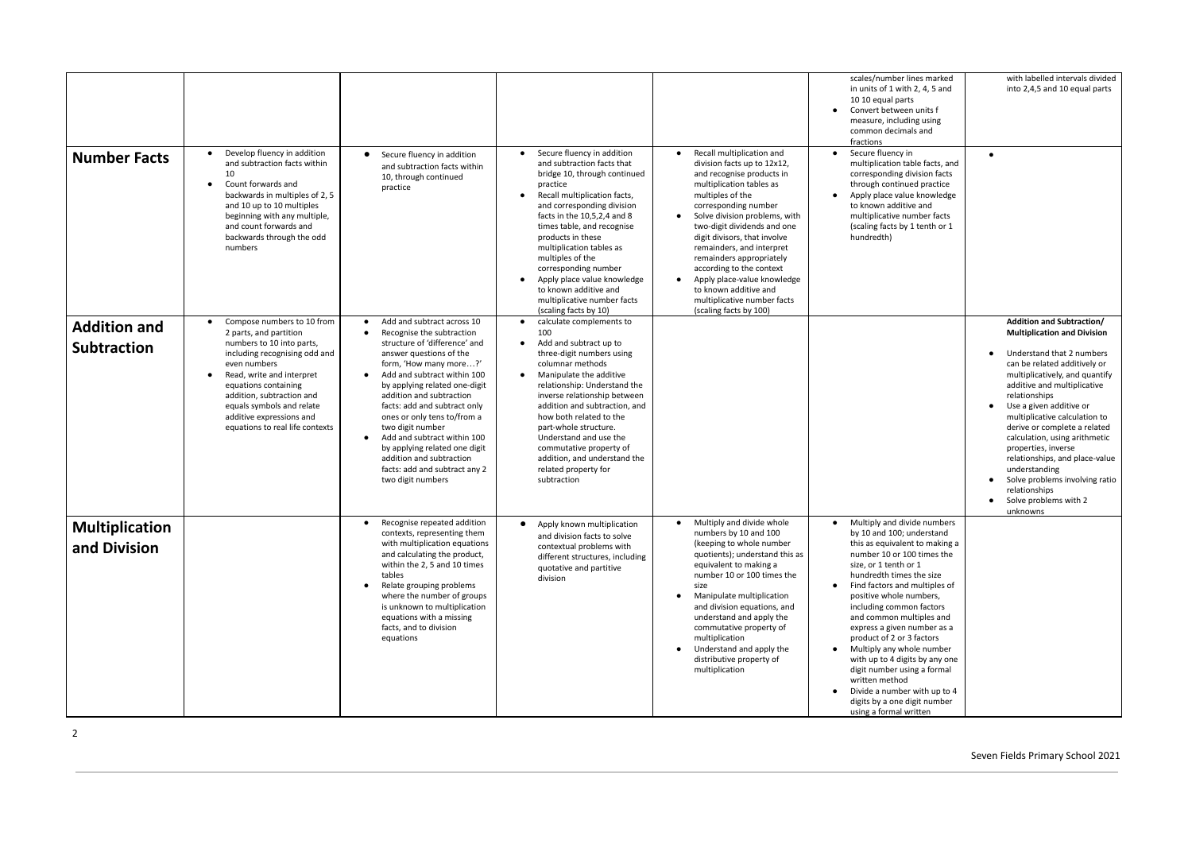|  |  |  |  |  |  |  |
|---|---|---|---|---|---|---|
|  |  |  |  |  | scales/number lines marked in units of 1 with 2, 4, 5 and 10 10 equal parts<br>• Convert between units f measure, including using common decimals and fractions | with labelled intervals divided into 2,4,5 and 10 equal parts |
| **Number Facts** | • Develop fluency in addition and subtraction facts within 10<br>• Count forwards and backwards in multiples of 2, 5 and 10 up to 10 multiples beginning with any multiple, and count forwards and backwards through the odd numbers | • Secure fluency in addition and subtraction facts within 10, through continued practice | • Secure fluency in addition and subtraction facts that bridge 10, through continued practice<br>• Recall multiplication facts, and corresponding division facts in the 10,5,2,4 and 8 times table, and recognise products in these multiplication tables as multiples of the corresponding number<br>• Apply place value knowledge to known additive and multiplicative number facts (scaling facts by 10) | • Recall multiplication and division facts up to 12x12, and recognise products in multiplication tables as multiples of the corresponding number<br>• Solve division problems, with two-digit dividends and one digit divisors, that involve remainders, and interpret remainders appropriately according to the context<br>• Apply place-value knowledge to known additive and multiplicative number facts (scaling facts by 100) | • Secure fluency in multiplication table facts, and corresponding division facts through continued practice<br>• Apply place value knowledge to known additive and multiplicative number facts (scaling facts by 1 tenth or 1 hundredth) | • |
| **Addition and Subtraction** | • Compose numbers to 10 from 2 parts, and partition numbers to 10 into parts, including recognising odd and even numbers<br>• Read, write and interpret equations containing addition, subtraction and equals symbols and relate additive expressions and equations to real life contexts | • Add and subtract across 10<br>• Recognise the subtraction structure of 'difference' and answer questions of the form, 'How many more…?'<br>• Add and subtract within 100 by applying related one-digit addition and subtraction facts: add and subtract only ones or only tens to/from a two digit number<br>• Add and subtract within 100 by applying related one digit addition and subtraction facts: add and subtract any 2 two digit numbers | • calculate complements to 100<br>• Add and subtract up to three-digit numbers using columnar methods<br>• Manipulate the additive relationship: Understand the inverse relationship between addition and subtraction, and how both related to the part-whole structure. Understand and use the commutative property of addition, and understand the related property for subtraction |  |  | **Addition and Subtraction/ Multiplication and Division**<br>• Understand that 2 numbers can be related additively or multiplicatively, and quantify additive and multiplicative relationships<br>• Use a given additive or multiplicative calculation to derive or complete a related calculation, using arithmetic properties, inverse relationships, and place-value understanding<br>• Solve problems involving ratio relationships<br>• Solve problems with 2 unknowns |
| **Multiplication and Division** |  | • Recognise repeated addition contexts, representing them with multiplication equations and calculating the product, within the 2, 5 and 10 times tables<br>• Relate grouping problems where the number of groups is unknown to multiplication equations with a missing facts, and to division equations | • Apply known multiplication and division facts to solve contextual problems with different structures, including quotative and partitive division | • Multiply and divide whole numbers by 10 and 100 (keeping to whole number quotients); understand this as equivalent to making a number 10 or 100 times the size<br>• Manipulate multiplication and division equations, and understand and apply the commutative property of multiplication<br>• Understand and apply the distributive property of multiplication | • Multiply and divide numbers by 10 and 100; understand this as equivalent to making a number 10 or 100 times the size, or 1 tenth or 1 hundredth times the size<br>• Find factors and multiples of positive whole numbers, including common factors and common multiples and express a given number as a product of 2 or 3 factors<br>• Multiply any whole number with up to 4 digits by any one digit number using a formal written method<br>• Divide a number with up to 4 digits by a one digit number using a formal written |  |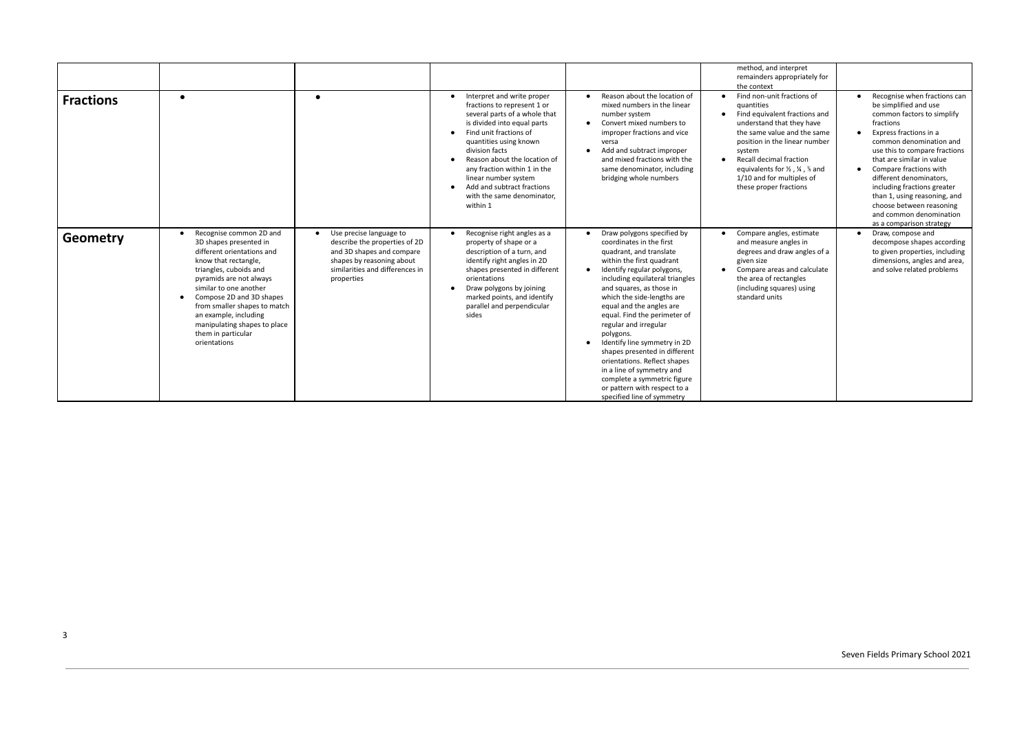| | | | | | | |
|---|---|---|---|---|---|---|
| | | | | | method, and interpret remainders appropriately for the context | |
| **Fractions** | • | • | • Interpret and write proper fractions to represent 1 or several parts of a whole that is divided into equal parts<br>• Find unit fractions of quantities using known division facts<br>• Reason about the location of any fraction within 1 in the linear number system<br>• Add and subtract fractions with the same denominator, within 1 | • Reason about the location of mixed numbers in the linear number system<br>• Convert mixed numbers to improper fractions and vice versa<br>• Add and subtract improper and mixed fractions with the same denominator, including bridging whole numbers | • Find non-unit fractions of quantities<br>• Find equivalent fractions and understand that they have the same value and the same position in the linear number system<br>• Recall decimal fraction equivalents for ½ , ¼ , ⅕ and 1/10 and for multiples of these proper fractions | • Recognise when fractions can be simplified and use common factors to simplify fractions<br>• Express fractions in a common denomination and use this to compare fractions that are similar in value<br>• Compare fractions with different denominators, including fractions greater than 1, using reasoning, and choose between reasoning and common denomination as a comparison strategy |
| **Geometry** | • Recognise common 2D and 3D shapes presented in different orientations and know that rectangle, triangles, cuboids and pyramids are not always similar to one another<br>• Compose 2D and 3D shapes from smaller shapes to match an example, including manipulating shapes to place them in particular orientations | • Use precise language to describe the properties of 2D and 3D shapes and compare shapes by reasoning about similarities and differences in properties | • Recognise right angles as a property of shape or a description of a turn, and identify right angles in 2D shapes presented in different orientations<br>• Draw polygons by joining marked points, and identify parallel and perpendicular sides | • Draw polygons specified by coordinates in the first quadrant, and translate within the first quadrant<br>• Identify regular polygons, including equilateral triangles and squares, as those in which the side-lengths are equal and the angles are equal. Find the perimeter of regular and irregular polygons.<br>• Identify line symmetry in 2D shapes presented in different orientations. Reflect shapes in a line of symmetry and complete a symmetric figure or pattern with respect to a specified line of symmetry | • Compare angles, estimate and measure angles in degrees and draw angles of a given size<br>• Compare areas and calculate the area of rectangles (including squares) using standard units | • Draw, compose and decompose shapes according to given properties, including dimensions, angles and area, and solve related problems |

Seven Fields Primary School 2021